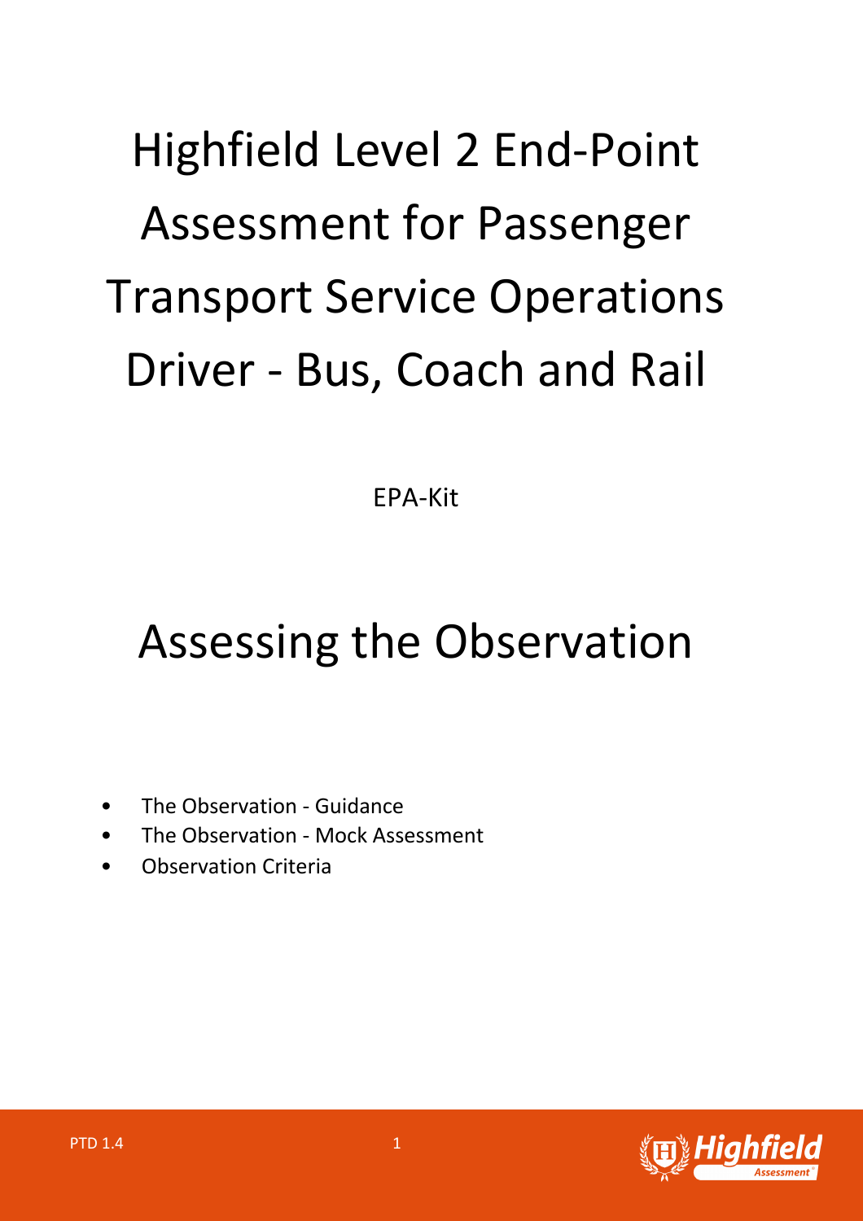# Highfield Level 2 End-Point Assessment for Passenger Transport Service Operations Driver - Bus, Coach and Rail

EPA-Kit

# Assessing the Observation

- The Observation - Guidance
- The Observation - Mock Assessment
- Observation Criteria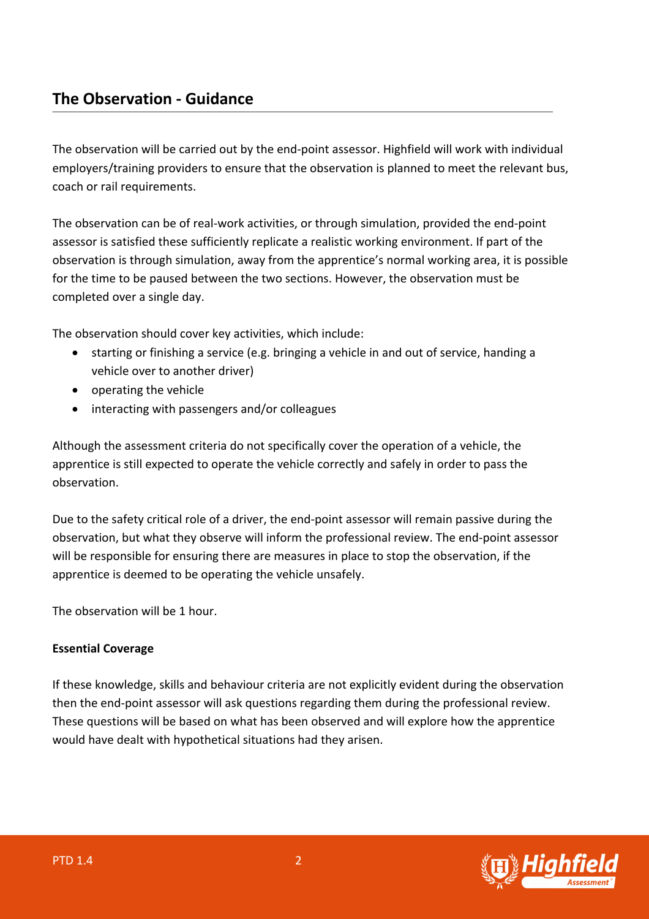## The Observation - Guidance

The observation will be carried out by the end-point assessor. Highfield will work with individual employers/training providers to ensure that the observation is planned to meet the relevant bus, coach or rail requirements.

The observation can be of real-work activities, or through simulation, provided the end-point assessor is satisfied these sufficiently replicate a realistic working environment. If part of the observation is through simulation, away from the apprentice's normal working area, it is possible for the time to be paused between the two sections. However, the observation must be completed over a single day.

The observation should cover key activities, which include:

- starting or finishing a service (e.g. bringing a vehicle in and out of service, handing a vehicle over to another driver)
- operating the vehicle
- interacting with passengers and/or colleagues

Although the assessment criteria do not specifically cover the operation of a vehicle, the apprentice is still expected to operate the vehicle correctly and safely in order to pass the observation.

Due to the safety critical role of a driver, the end-point assessor will remain passive during the observation, but what they observe will inform the professional review. The end-point assessor will be responsible for ensuring there are measures in place to stop the observation, if the apprentice is deemed to be operating the vehicle unsafely.

The observation will be 1 hour.

**Essential Coverage**

If these knowledge, skills and behaviour criteria are not explicitly evident during the observation then the end-point assessor will ask questions regarding them during the professional review. These questions will be based on what has been observed and will explore how the apprentice would have dealt with hypothetical situations had they arisen.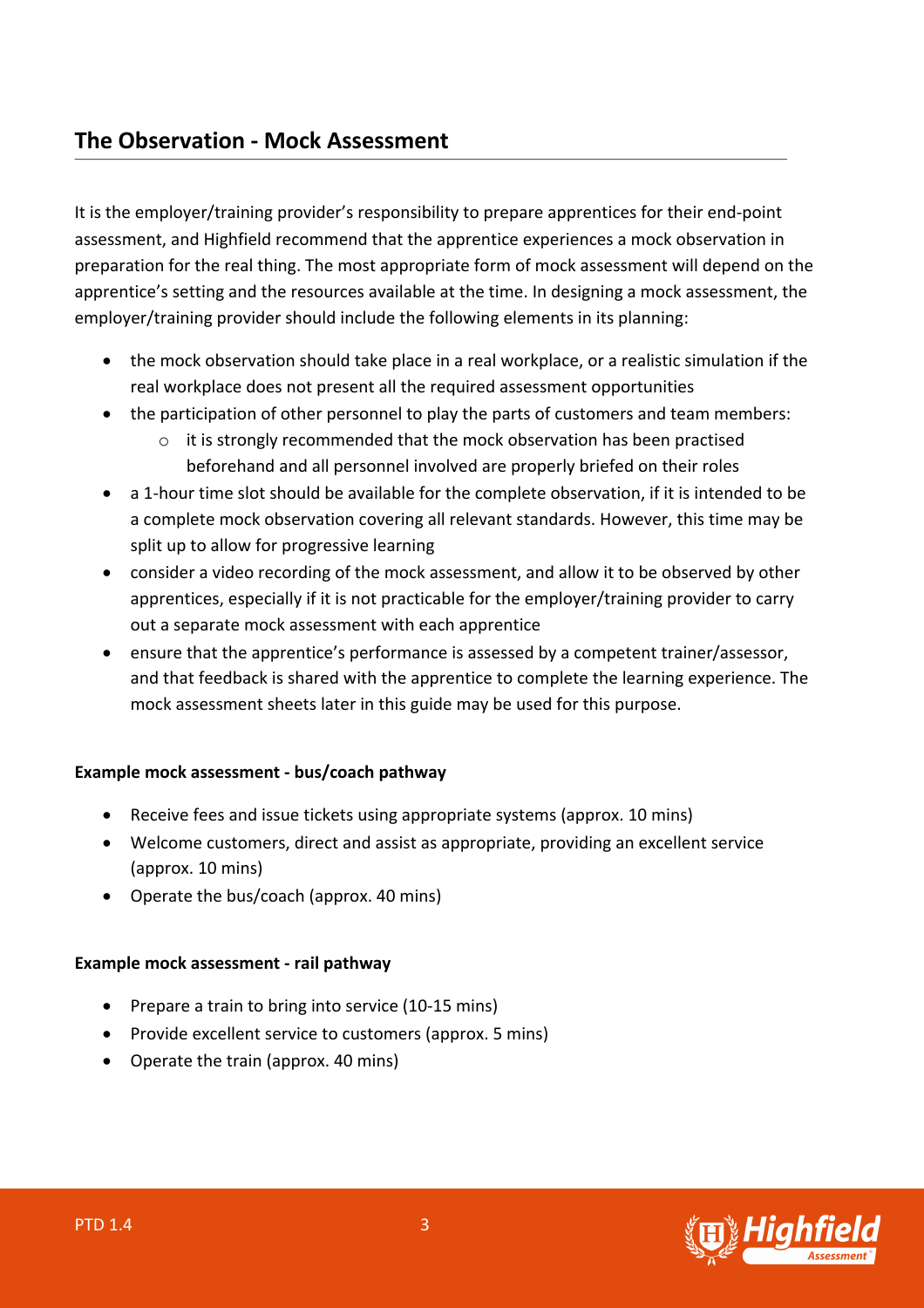## The Observation - Mock Assessment

It is the employer/training provider's responsibility to prepare apprentices for their end-point assessment, and Highfield recommend that the apprentice experiences a mock observation in preparation for the real thing. The most appropriate form of mock assessment will depend on the apprentice's setting and the resources available at the time. In designing a mock assessment, the employer/training provider should include the following elements in its planning:

- the mock observation should take place in a real workplace, or a realistic simulation if the real workplace does not present all the required assessment opportunities
- the participation of other personnel to play the parts of customers and team members:
  - it is strongly recommended that the mock observation has been practised beforehand and all personnel involved are properly briefed on their roles
- a 1-hour time slot should be available for the complete observation, if it is intended to be a complete mock observation covering all relevant standards. However, this time may be split up to allow for progressive learning
- consider a video recording of the mock assessment, and allow it to be observed by other apprentices, especially if it is not practicable for the employer/training provider to carry out a separate mock assessment with each apprentice
- ensure that the apprentice's performance is assessed by a competent trainer/assessor, and that feedback is shared with the apprentice to complete the learning experience. The mock assessment sheets later in this guide may be used for this purpose.

**Example mock assessment - bus/coach pathway**

- Receive fees and issue tickets using appropriate systems (approx. 10 mins)
- Welcome customers, direct and assist as appropriate, providing an excellent service (approx. 10 mins)
- Operate the bus/coach (approx. 40 mins)

**Example mock assessment - rail pathway**

- Prepare a train to bring into service (10-15 mins)
- Provide excellent service to customers (approx. 5 mins)
- Operate the train (approx. 40 mins)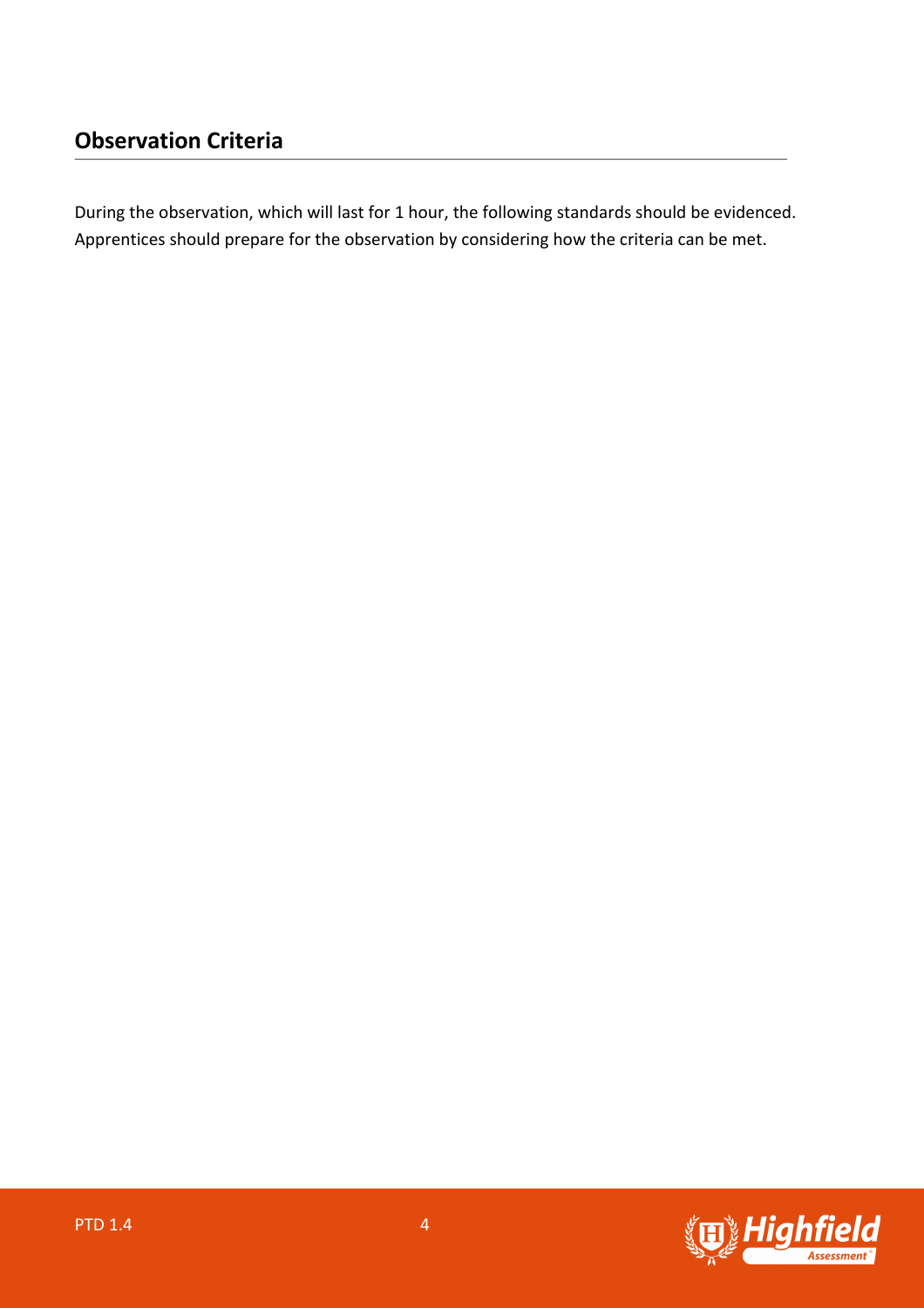## Observation Criteria

During the observation, which will last for 1 hour, the following standards should be evidenced. Apprentices should prepare for the observation by considering how the criteria can be met.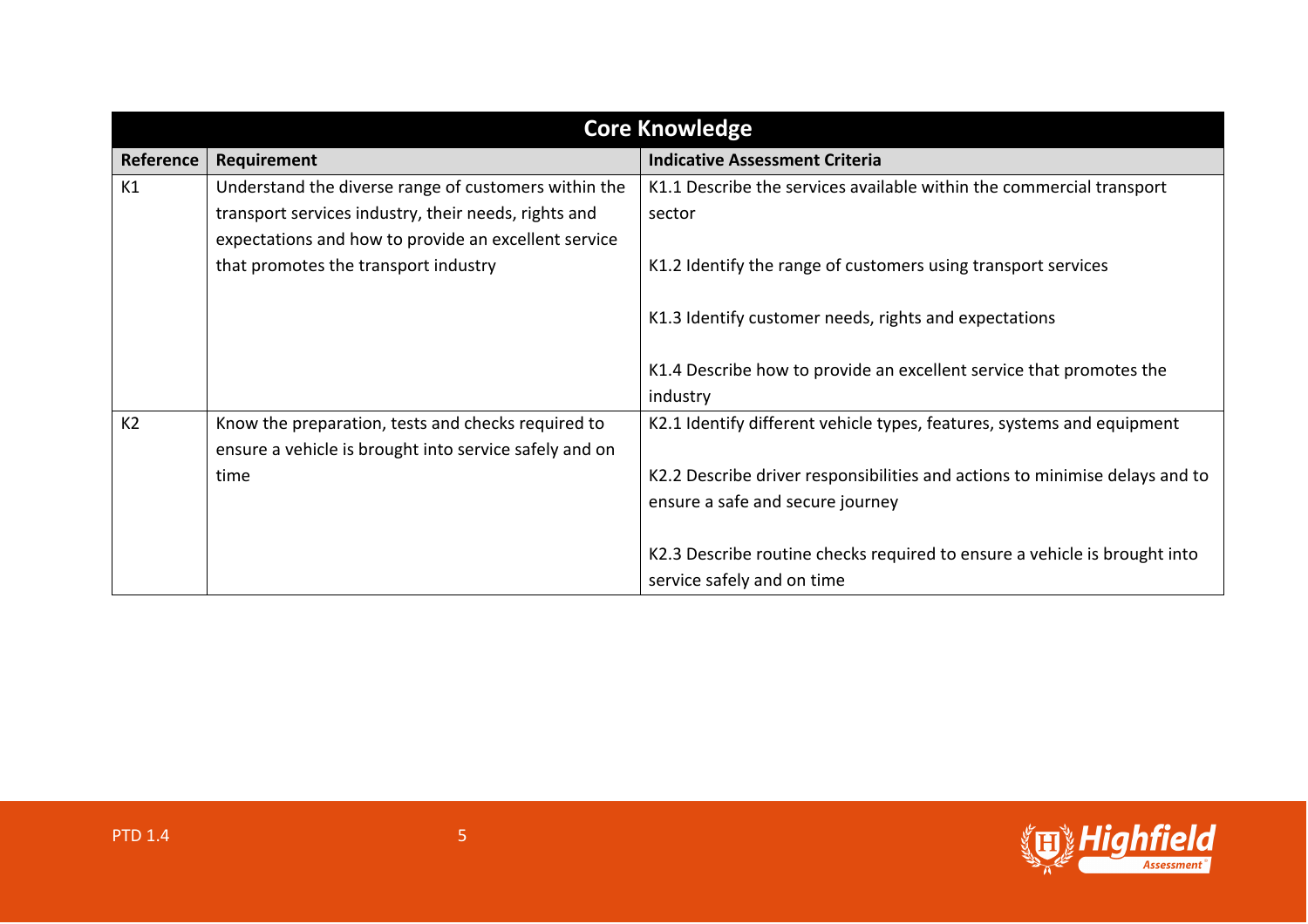| Core Knowledge | | |
|---|---|---|
| **Reference** | **Requirement** | **Indicative Assessment Criteria** |
| K1 | Understand the diverse range of customers within the transport services industry, their needs, rights and expectations and how to provide an excellent service that promotes the transport industry | K1.1 Describe the services available within the commercial transport sector<br><br>K1.2 Identify the range of customers using transport services<br><br>K1.3 Identify customer needs, rights and expectations<br><br>K1.4 Describe how to provide an excellent service that promotes the industry |
| K2 | Know the preparation, tests and checks required to ensure a vehicle is brought into service safely and on time | K2.1 Identify different vehicle types, features, systems and equipment<br><br>K2.2 Describe driver responsibilities and actions to minimise delays and to ensure a safe and secure journey<br><br>K2.3 Describe routine checks required to ensure a vehicle is brought into service safely and on time |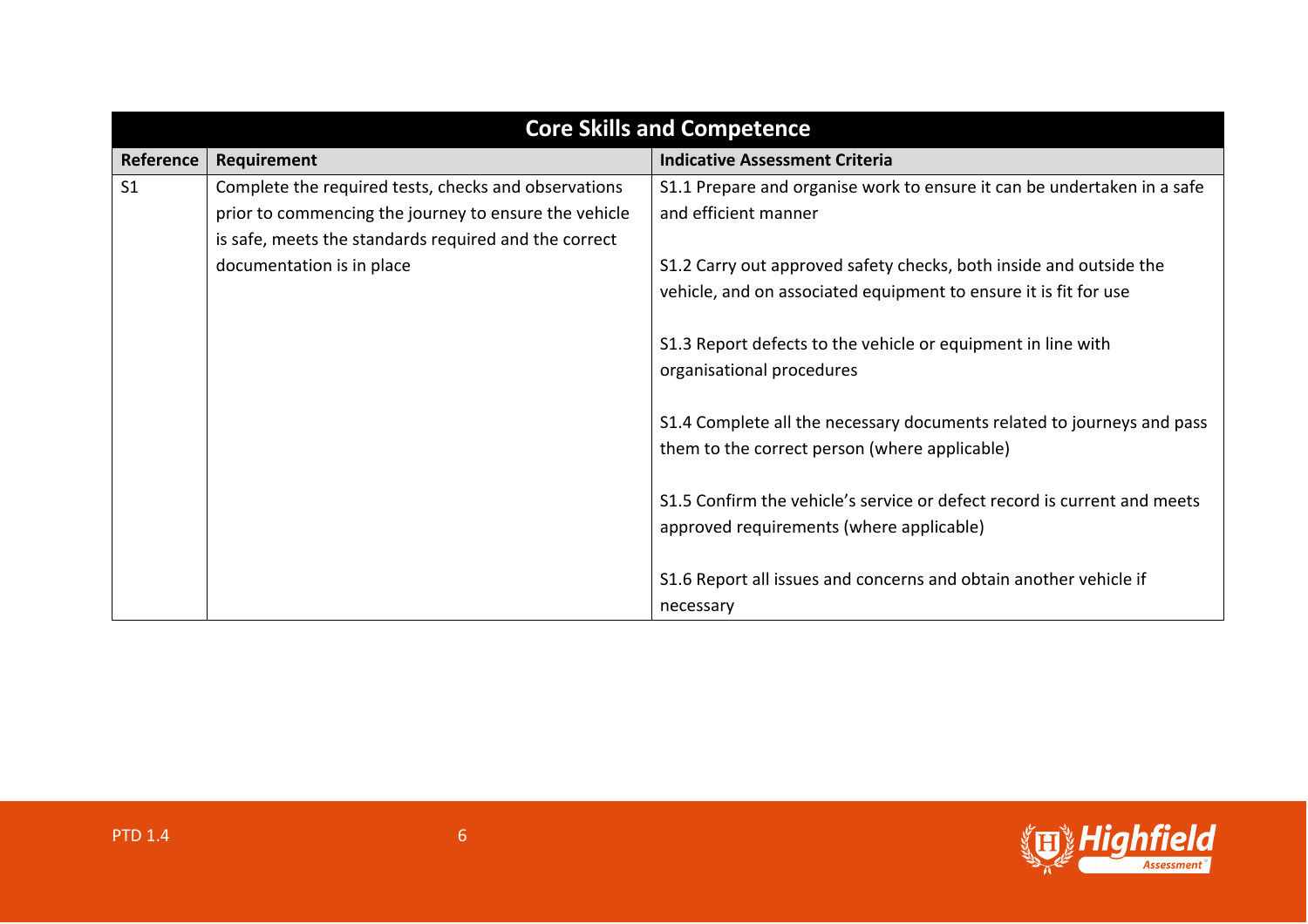| Core Skills and Competence | | |
|---|---|---|
| **Reference** | **Requirement** | **Indicative Assessment Criteria** |
| S1 | Complete the required tests, checks and observations prior to commencing the journey to ensure the vehicle is safe, meets the standards required and the correct documentation is in place | S1.1 Prepare and organise work to ensure it can be undertaken in a safe and efficient manner<br><br>S1.2 Carry out approved safety checks, both inside and outside the vehicle, and on associated equipment to ensure it is fit for use<br><br>S1.3 Report defects to the vehicle or equipment in line with organisational procedures<br><br>S1.4 Complete all the necessary documents related to journeys and pass them to the correct person (where applicable)<br><br>S1.5 Confirm the vehicle's service or defect record is current and meets approved requirements (where applicable)<br><br>S1.6 Report all issues and concerns and obtain another vehicle if necessary |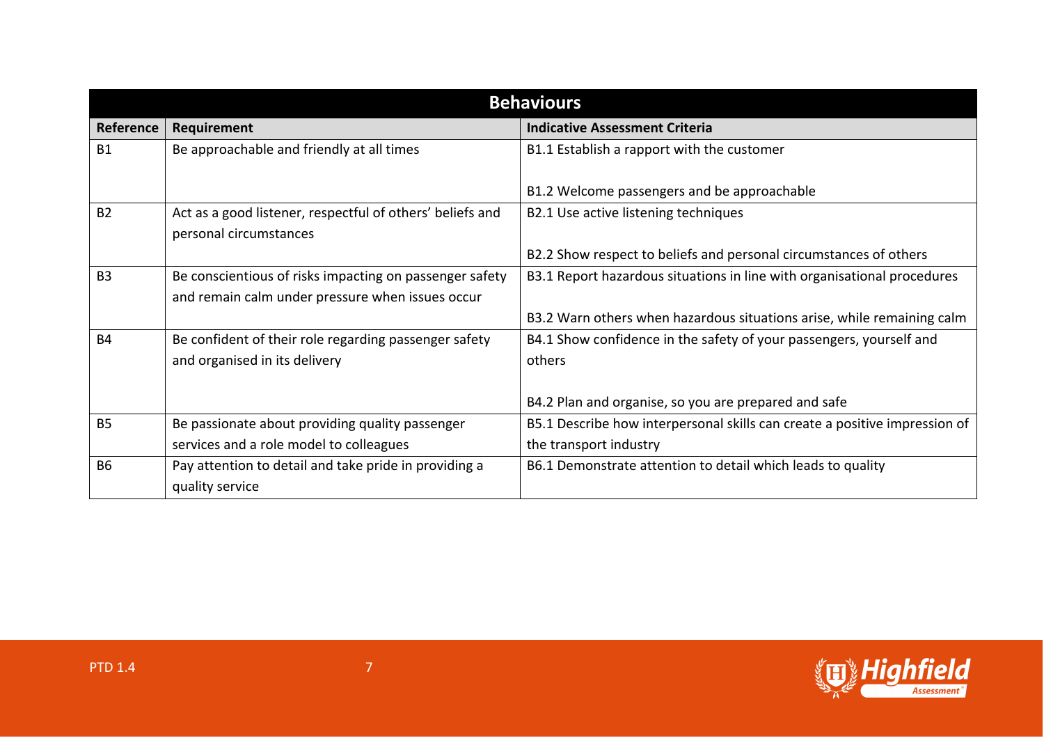## Behaviours

| Reference | Requirement | Indicative Assessment Criteria |
|---|---|---|
| B1 | Be approachable and friendly at all times | B1.1 Establish a rapport with the customer<br><br>B1.2 Welcome passengers and be approachable |
| B2 | Act as a good listener, respectful of others' beliefs and personal circumstances | B2.1 Use active listening techniques<br><br>B2.2 Show respect to beliefs and personal circumstances of others |
| B3 | Be conscientious of risks impacting on passenger safety and remain calm under pressure when issues occur | B3.1 Report hazardous situations in line with organisational procedures<br><br>B3.2 Warn others when hazardous situations arise, while remaining calm |
| B4 | Be confident of their role regarding passenger safety and organised in its delivery | B4.1 Show confidence in the safety of your passengers, yourself and others<br><br>B4.2 Plan and organise, so you are prepared and safe |
| B5 | Be passionate about providing quality passenger services and a role model to colleagues | B5.1 Describe how interpersonal skills can create a positive impression of the transport industry |
| B6 | Pay attention to detail and take pride in providing a quality service | B6.1 Demonstrate attention to detail which leads to quality |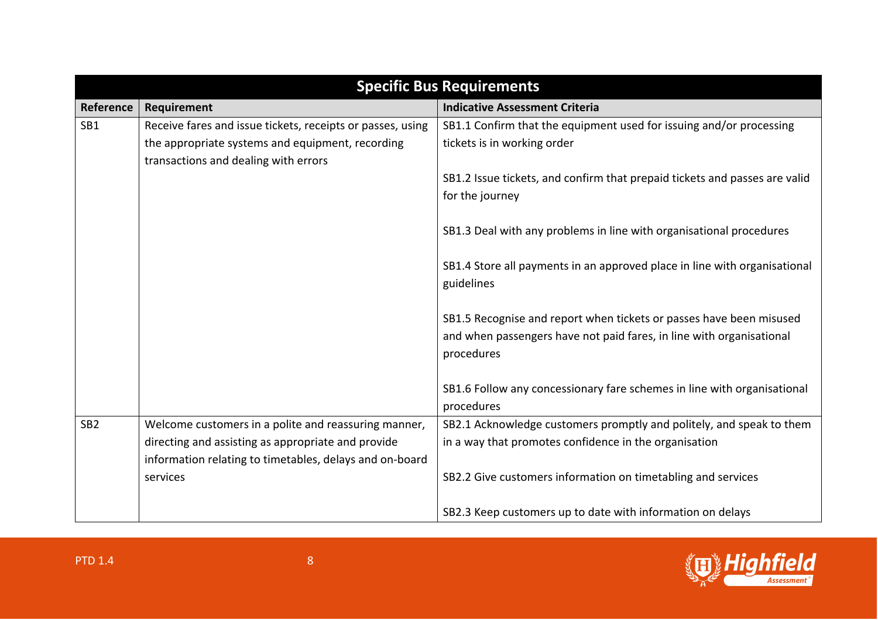| Specific Bus Requirements | | |
|---|---|---|
| **Reference** | **Requirement** | **Indicative Assessment Criteria** |
| SB1 | Receive fares and issue tickets, receipts or passes, using the appropriate systems and equipment, recording transactions and dealing with errors | SB1.1 Confirm that the equipment used for issuing and/or processing tickets is in working order<br><br>SB1.2 Issue tickets, and confirm that prepaid tickets and passes are valid for the journey<br><br>SB1.3 Deal with any problems in line with organisational procedures<br><br>SB1.4 Store all payments in an approved place in line with organisational guidelines<br><br>SB1.5 Recognise and report when tickets or passes have been misused and when passengers have not paid fares, in line with organisational procedures<br><br>SB1.6 Follow any concessionary fare schemes in line with organisational procedures |
| SB2 | Welcome customers in a polite and reassuring manner, directing and assisting as appropriate and provide information relating to timetables, delays and on-board services | SB2.1 Acknowledge customers promptly and politely, and speak to them in a way that promotes confidence in the organisation<br><br>SB2.2 Give customers information on timetabling and services<br><br>SB2.3 Keep customers up to date with information on delays |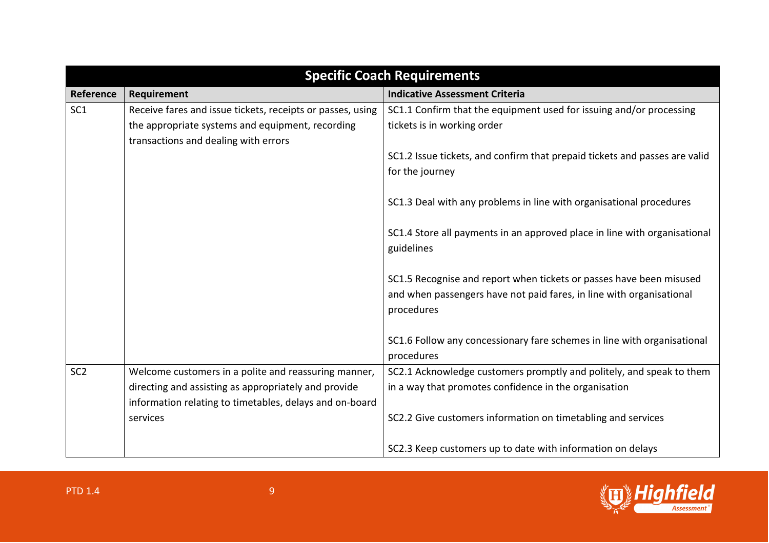| Specific Coach Requirements | | |
|---|---|---|
| **Reference** | **Requirement** | **Indicative Assessment Criteria** |
| SC1 | Receive fares and issue tickets, receipts or passes, using the appropriate systems and equipment, recording transactions and dealing with errors | SC1.1 Confirm that the equipment used for issuing and/or processing tickets is in working order<br><br>SC1.2 Issue tickets, and confirm that prepaid tickets and passes are valid for the journey<br><br>SC1.3 Deal with any problems in line with organisational procedures<br><br>SC1.4 Store all payments in an approved place in line with organisational guidelines<br><br>SC1.5 Recognise and report when tickets or passes have been misused and when passengers have not paid fares, in line with organisational procedures<br><br>SC1.6 Follow any concessionary fare schemes in line with organisational procedures |
| SC2 | Welcome customers in a polite and reassuring manner, directing and assisting as appropriately and provide information relating to timetables, delays and on-board services | SC2.1 Acknowledge customers promptly and politely, and speak to them in a way that promotes confidence in the organisation<br><br>SC2.2 Give customers information on timetabling and services<br><br>SC2.3 Keep customers up to date with information on delays |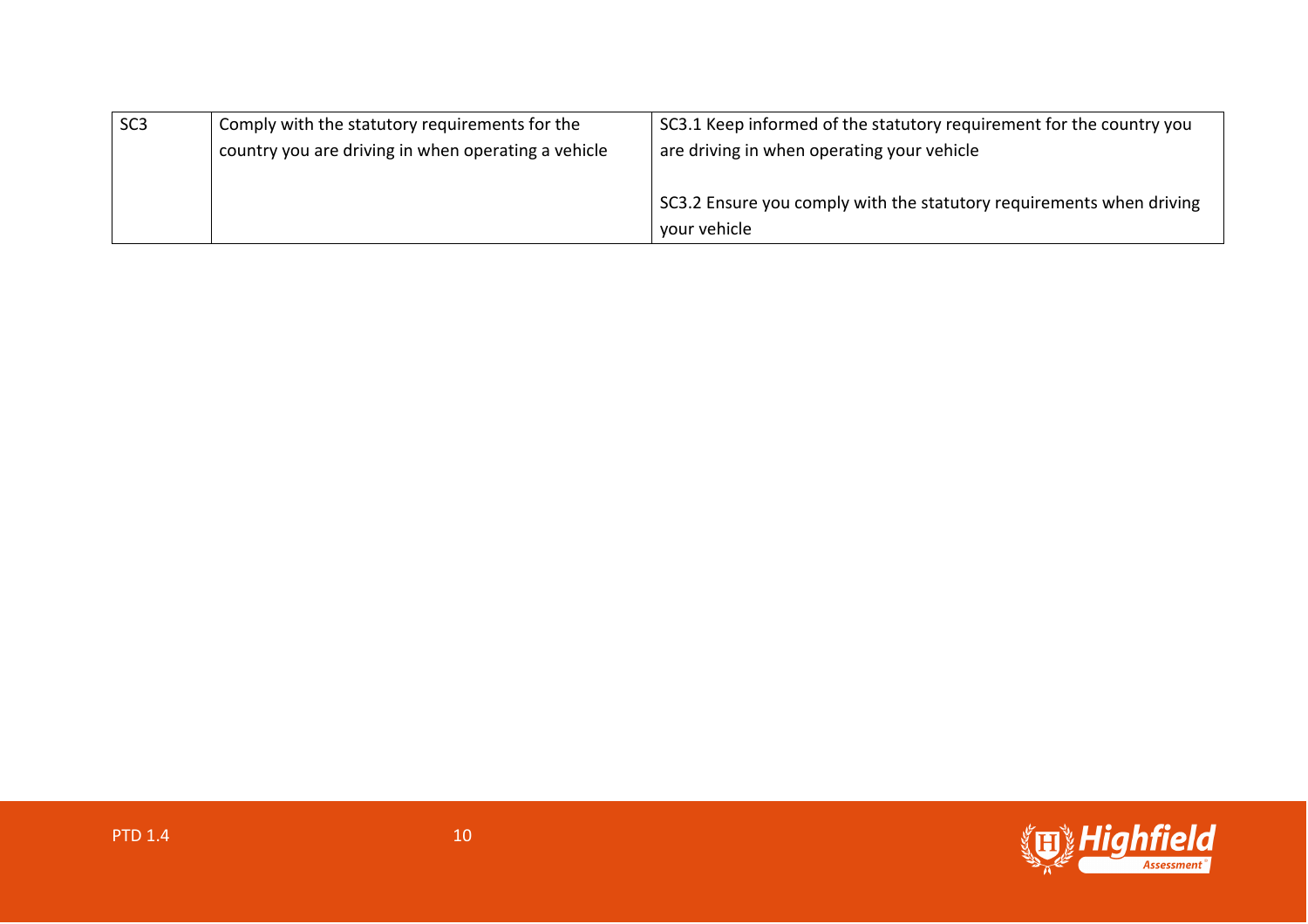| SC3 | Comply with the statutory requirements for the country you are driving in when operating a vehicle | SC3.1 Keep informed of the statutory requirement for the country you are driving in when operating your vehicle<br><br>SC3.2 Ensure you comply with the statutory requirements when driving your vehicle |
|---|---|---|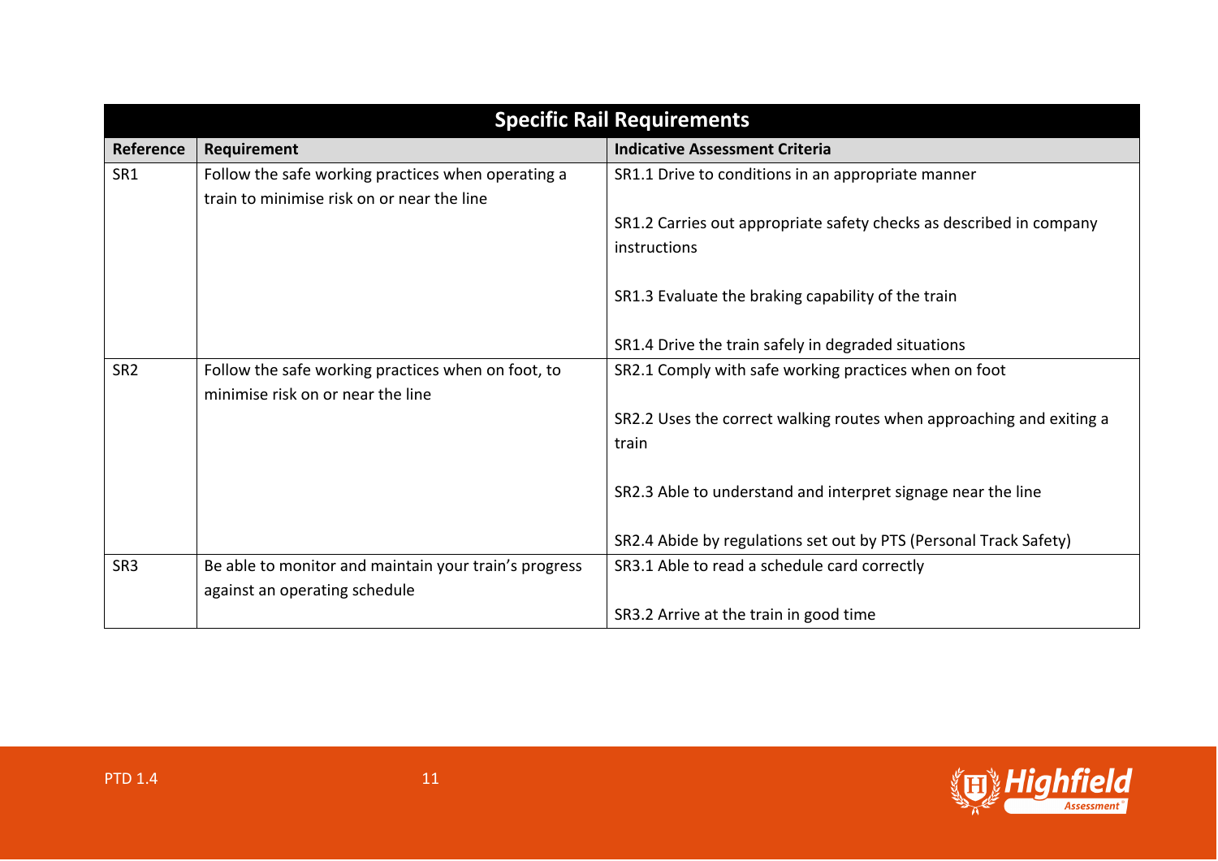| Specific Rail Requirements | | |
|---|---|---|
| **Reference** | **Requirement** | **Indicative Assessment Criteria** |
| SR1 | Follow the safe working practices when operating a train to minimise risk on or near the line | SR1.1 Drive to conditions in an appropriate manner<br><br>SR1.2 Carries out appropriate safety checks as described in company instructions<br><br>SR1.3 Evaluate the braking capability of the train<br><br>SR1.4 Drive the train safely in degraded situations |
| SR2 | Follow the safe working practices when on foot, to minimise risk on or near the line | SR2.1 Comply with safe working practices when on foot<br><br>SR2.2 Uses the correct walking routes when approaching and exiting a train<br><br>SR2.3 Able to understand and interpret signage near the line<br><br>SR2.4 Abide by regulations set out by PTS (Personal Track Safety) |
| SR3 | Be able to monitor and maintain your train's progress against an operating schedule | SR3.1 Able to read a schedule card correctly<br><br>SR3.2 Arrive at the train in good time |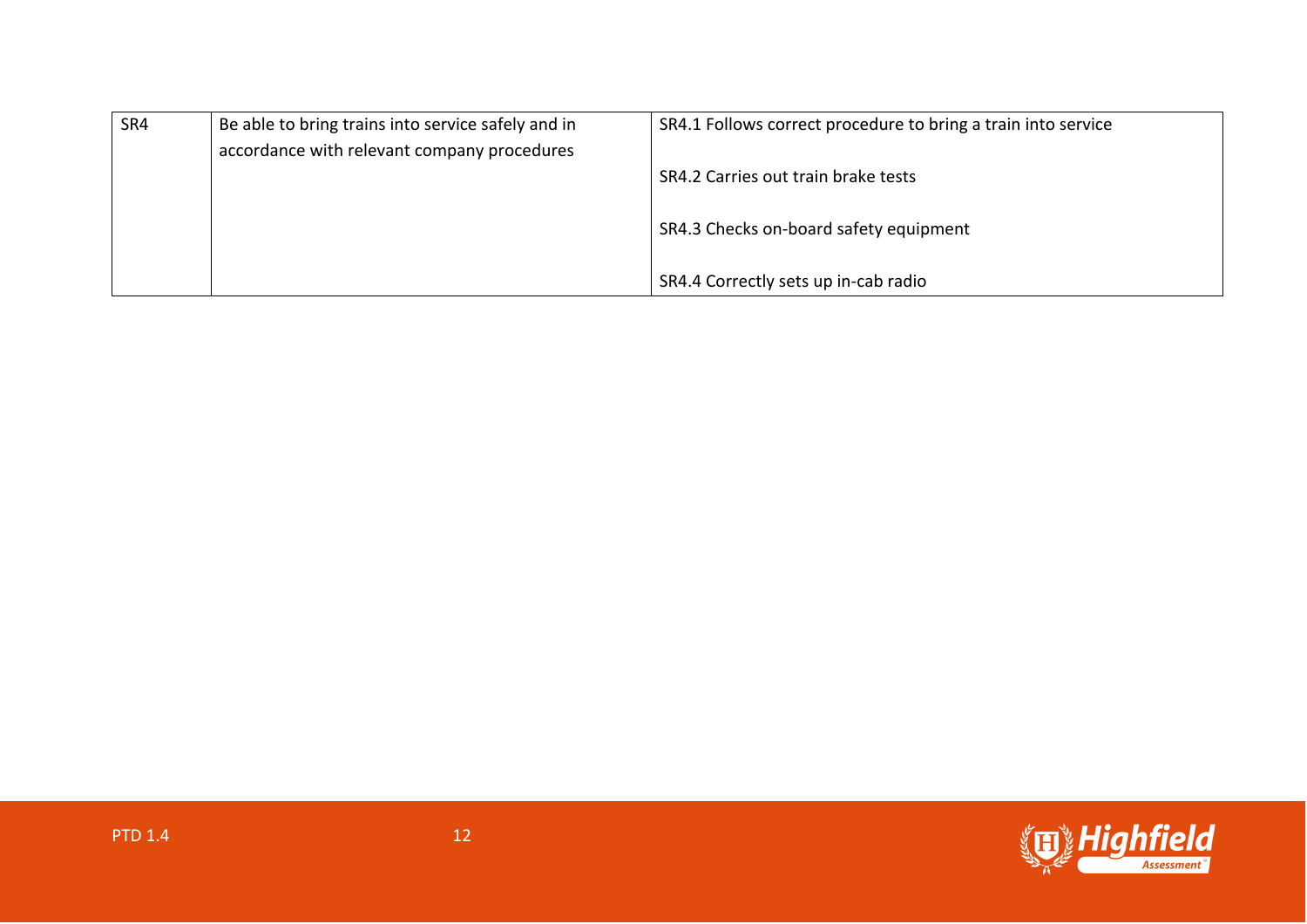| | | |
|---|---|---|
| SR4 | Be able to bring trains into service safely and in accordance with relevant company procedures | SR4.1 Follows correct procedure to bring a train into service<br><br>SR4.2 Carries out train brake tests<br><br>SR4.3 Checks on-board safety equipment<br><br>SR4.4 Correctly sets up in-cab radio |